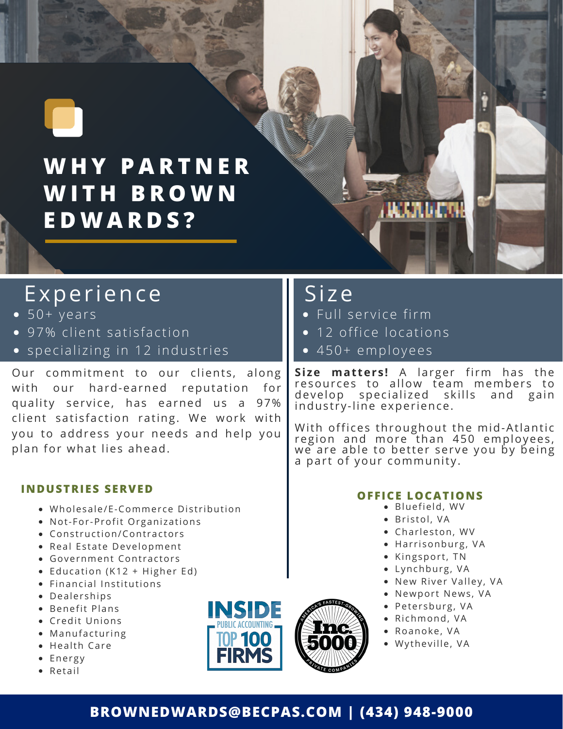# WHY PARTNER WITH BROWN EDWARDS?

## Experience

- 50+ years
- 97% client satisfaction
- specializing in 12 industries

Our commitment to our clients, along with our hard-earned reputation for quality service, has earned us a 97% client satisfaction rating. We work with you to address your needs and help you plan for what lies ahead.

### INDUSTRIES SERVED

- Wholesale/E-Commerce Distribution
- Not-For-Profit Organizations
- Construction/Contractors
- Real Estate Development
- Government Contractors
- Education (K12 + Higher Ed)
- Financial Institutions
- Dealerships
- Benefit Plans
- Credit Unions
- Manufacturing
- Health Care
- Energy
- Retail

## Size

- Full service firm
- 12 office locations
- 450+ employees

**Size matters!** A larger firm has the resources to allow team members to develop specialized skills and gain industry-line experience.

With offices throughout the mid-Atlantic region and more than 450 employees, we are able to better serve you by being a part of your community.

### OFFICE LOCATIONS

- Bluefield, WV
- Bristol, VA
- Charleston, WV
- Harrisonburg, VA
- Kingsport, TN
- Lynchburg, VA
- New River Valley, VA
- Newport News, VA
- Petersburg, VA
- Richmond, VA
- Roanoke, VA
- Wytheville, VA

INSIDE PUBLIC ACCOUNTING TOP 100 FIRMS

Inc. 5000 America's Fastest-Growing Private Companies

**BROWNEDWARDS@BECPAS.COM | (434) 948-9000**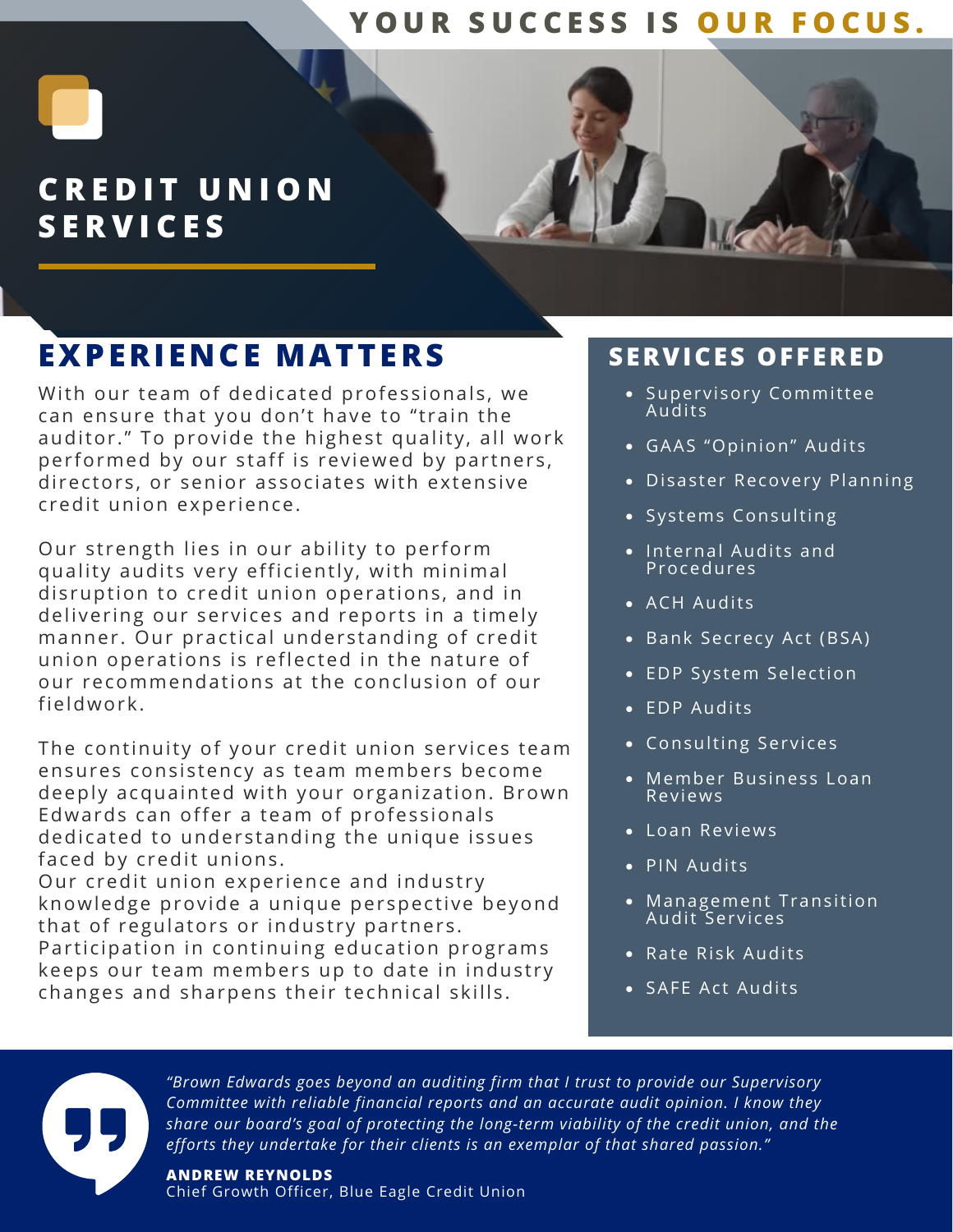YOUR SUCCESS IS OUR FOCUS.

# CREDIT UNION SERVICES

## EXPERIENCE MATTERS

With our team of dedicated professionals, we can ensure that you don't have to "train the auditor." To provide the highest quality, all work performed by our staff is reviewed by partners, directors, or senior associates with extensive credit union experience.

Our strength lies in our ability to perform quality audits very efficiently, with minimal disruption to credit union operations, and in delivering our services and reports in a timely manner. Our practical understanding of credit union operations is reflected in the nature of our recommendations at the conclusion of our fieldwork.

The continuity of your credit union services team ensures consistency as team members become deeply acquainted with your organization. Brown Edwards can offer a team of professionals dedicated to understanding the unique issues faced by credit unions.
Our credit union experience and industry knowledge provide a unique perspective beyond that of regulators or industry partners. Participation in continuing education programs keeps our team members up to date in industry changes and sharpens their technical skills.

## SERVICES OFFERED

- Supervisory Committee Audits
- GAAS "Opinion" Audits
- Disaster Recovery Planning
- Systems Consulting
- Internal Audits and Procedures
- ACH Audits
- Bank Secrecy Act (BSA)
- EDP System Selection
- EDP Audits
- Consulting Services
- Member Business Loan Reviews
- Loan Reviews
- PIN Audits
- Management Transition Audit Services
- Rate Risk Audits
- SAFE Act Audits

*"Brown Edwards goes beyond an auditing firm that I trust to provide our Supervisory Committee with reliable financial reports and an accurate audit opinion. I know they share our board's goal of protecting the long-term viability of the credit union, and the efforts they undertake for their clients is an exemplar of that shared passion."*

**ANDREW REYNOLDS**
Chief Growth Officer, Blue Eagle Credit Union